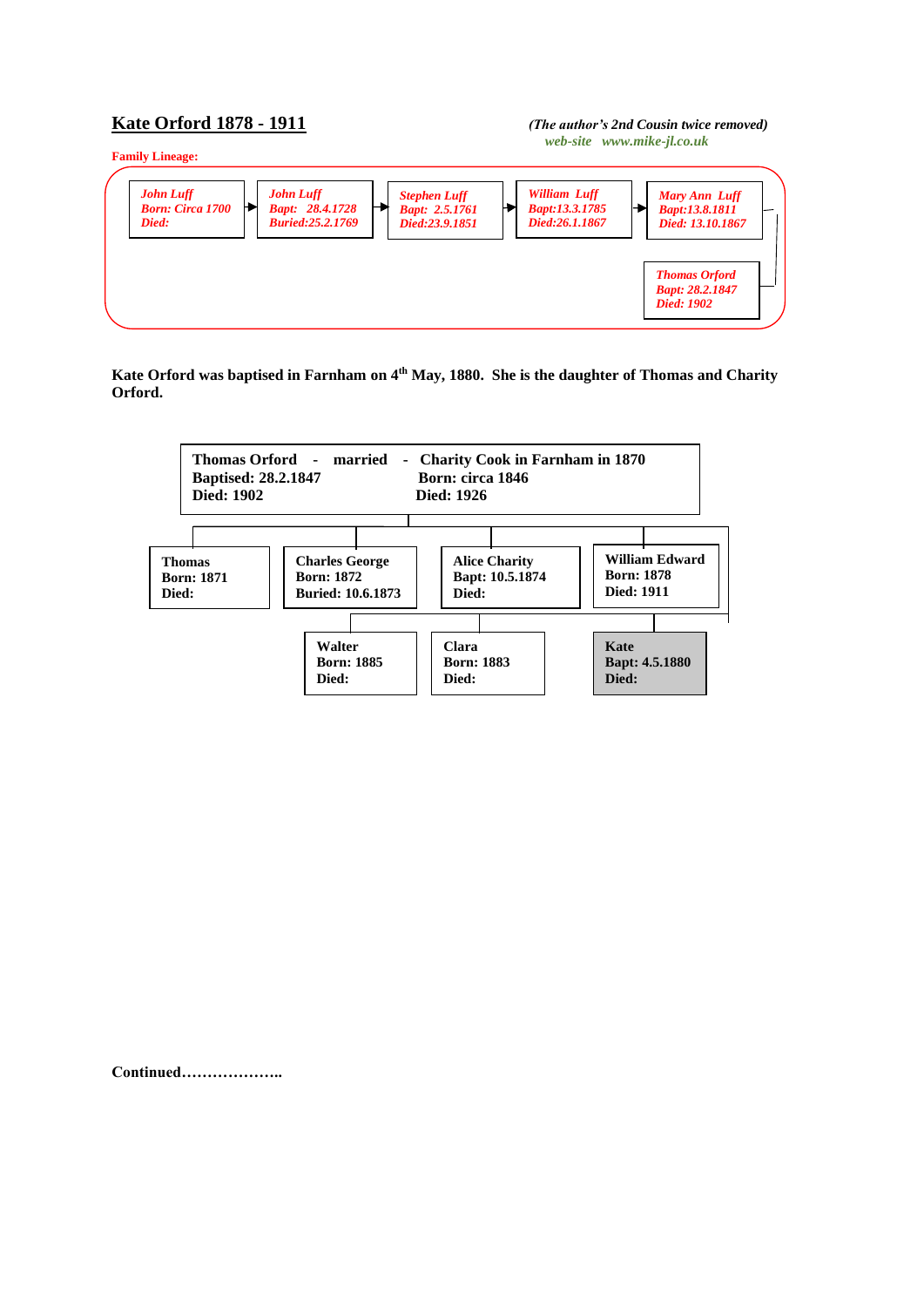# Kate Orford 1878 - 1911

*(The author's 2nd Cousin twice removed)*
*web-site www.mike-jl.co.uk*

**Family Lineage:**

*John Luff*
*Born: Circa 1700*
*Died:*

→

*John Luff*
*Bapt: 28.4.1728*
*Buried:25.2.1769*

→

*Stephen Luff*
*Bapt: 2.5.1761*
*Died:23.9.1851*

→

*William Luff*
*Bapt:13.3.1785*
*Died:26.1.1867*

→

*Mary Ann Luff*
*Bapt:13.8.1811*
*Died: 13.10.1867*

→

*Thomas Orford*
*Bapt: 28.2.1847*
*Died: 1902*

**Kate Orford was baptised in Farnham on 4th May, 1880. She is the daughter of Thomas and Charity Orford.**

**Thomas Orford - married - Charity Cook in Farnham in 1870**
**Baptised: 28.2.1847** | **Born: circa 1846**
**Died: 1902** | **Died: 1926**

Children:

**Thomas**
**Born: 1871**
**Died:**

**Charles George**
**Born: 1872**
**Buried: 10.6.1873**

**Alice Charity**
**Bapt: 10.5.1874**
**Died:**

**William Edward**
**Born: 1878**
**Died: 1911**

**Walter**
**Born: 1885**
**Died:**

**Clara**
**Born: 1883**
**Died:**

**Kate**
**Bapt: 4.5.1880**
**Died:**

**Continued………………..**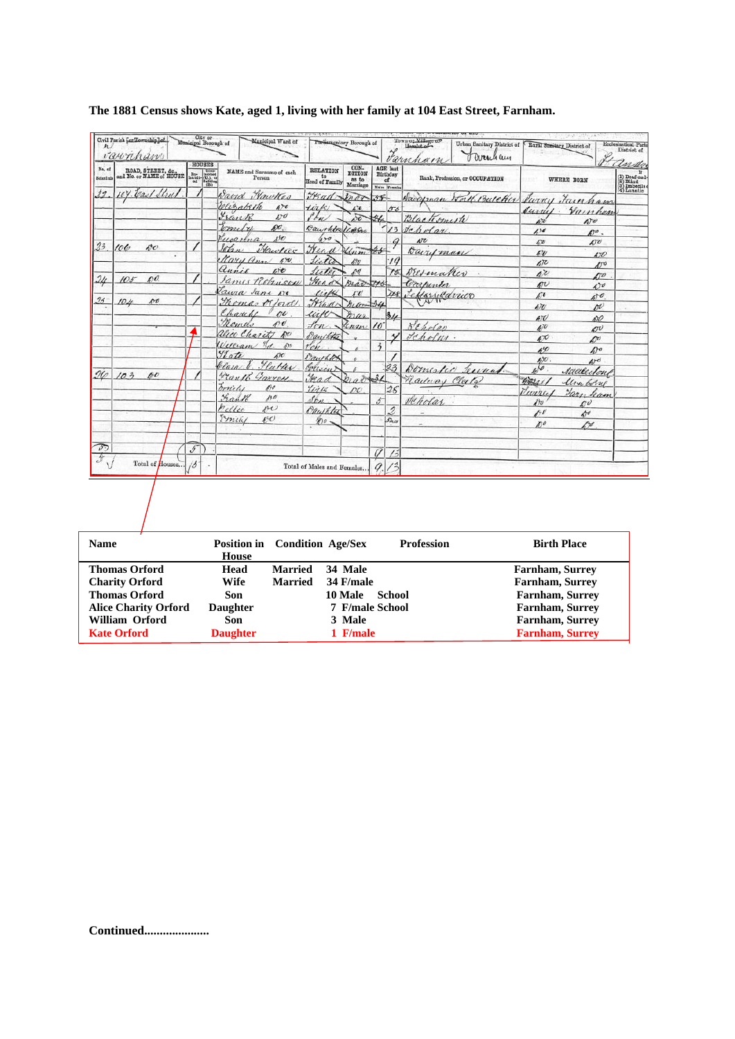**The 1881 Census shows Kate, aged 1, living with her family at 104 East Street, Farnham.**

| Name | Position in House | Condition | Age/Sex | Profession | Birth Place |
|---|---|---|---|---|---|
| **Thomas Orford** | **Head** | **Married** | **34 Male** | | **Farnham, Surrey** |
| **Charity Orford** | **Wife** | **Married** | **34 F/male** | | **Farnham, Surrey** |
| **Thomas Orford** | **Son** | | **10 Male** | **School** | **Farnham, Surrey** |
| **Alice Charity Orford** | **Daughter** | | **7 F/male** | **School** | **Farnham, Surrey** |
| **William Orford** | **Son** | | **3 Male** | | **Farnham, Surrey** |
| **Kate Orford** | **Daughter** | | **1 F/male** | | **Farnham, Surrey** |

**Continued.....................**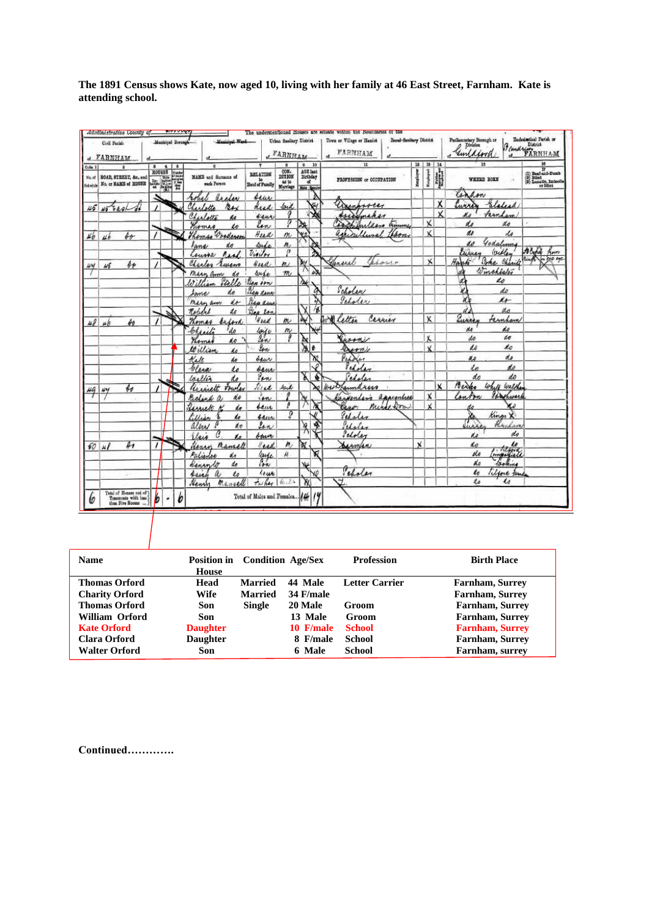**The 1891 Census shows Kate, now aged 10, living with her family at 46 East Street, Farnham. Kate is attending school.**

| Name | Position in House | Condition | Age/Sex | Profession | Birth Place |
|---|---|---|---|---|---|
| **Thomas Orford** | **Head** | **Married** | **44 Male** | **Letter Carrier** | **Farnham, Surrey** |
| **Charity Orford** | **Wife** | **Married** | **34 F/male** | | **Farnham, Surrey** |
| **Thomas Orford** | **Son** | **Single** | **20 Male** | **Groom** | **Farnham, Surrey** |
| **William Orford** | **Son** | | **13 Male** | **Groom** | **Farnham, Surrey** |
| **Kate Orford** | **Daughter** | | **10 F/male** | **School** | **Farnham, Surrey** |
| **Clara Orford** | **Daughter** | | **8 F/male** | **School** | **Farnham, Surrey** |
| **Walter Orford** | **Son** | | **6 Male** | **School** | **Farnham, surrey** |

**Continued…………**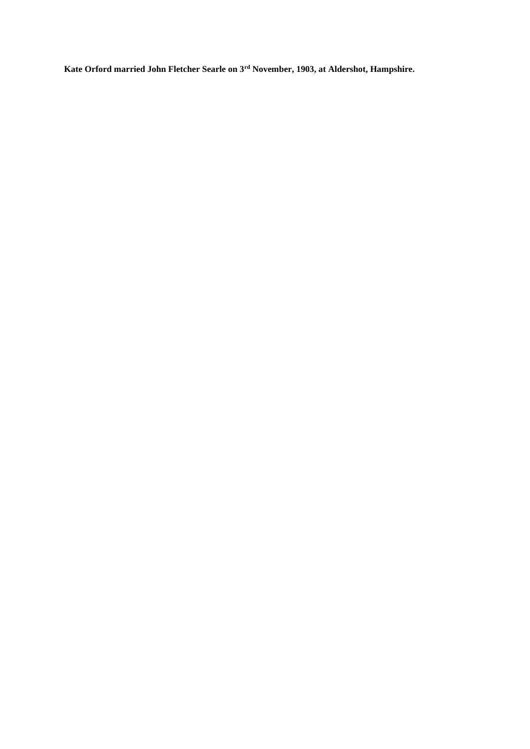**Kate Orford married John Fletcher Searle on 3rd November, 1903, at Aldershot, Hampshire.**